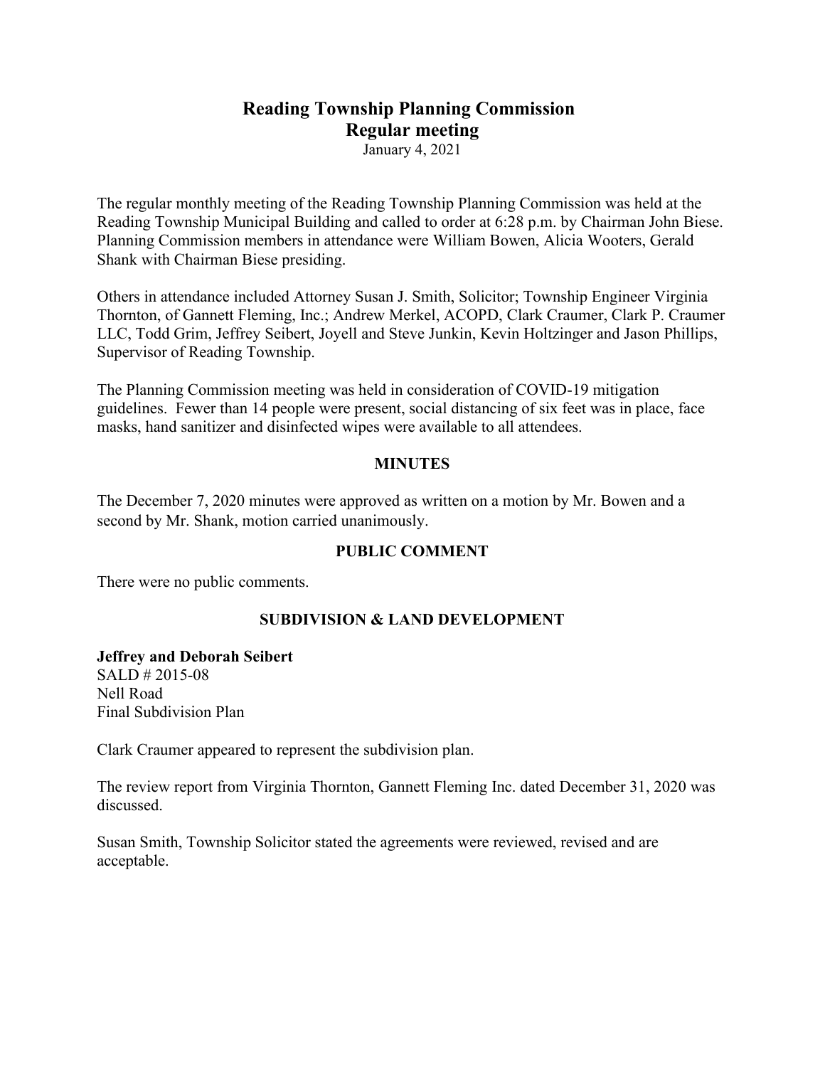# Reading Township Planning Commission
## Regular meeting

January 4, 2021

The regular monthly meeting of the Reading Township Planning Commission was held at the Reading Township Municipal Building and called to order at 6:28 p.m. by Chairman John Biese. Planning Commission members in attendance were William Bowen, Alicia Wooters, Gerald Shank with Chairman Biese presiding.

Others in attendance included Attorney Susan J. Smith, Solicitor; Township Engineer Virginia Thornton, of Gannett Fleming, Inc.; Andrew Merkel, ACOPD, Clark Craumer, Clark P. Craumer LLC, Todd Grim, Jeffrey Seibert, Joyell and Steve Junkin, Kevin Holtzinger and Jason Phillips, Supervisor of Reading Township.

The Planning Commission meeting was held in consideration of COVID-19 mitigation guidelines. Fewer than 14 people were present, social distancing of six feet was in place, face masks, hand sanitizer and disinfected wipes were available to all attendees.

### MINUTES

The December 7, 2020 minutes were approved as written on a motion by Mr. Bowen and a second by Mr. Shank, motion carried unanimously.

### PUBLIC COMMENT

There were no public comments.

### SUBDIVISION & LAND DEVELOPMENT

**Jeffrey and Deborah Seibert**
SALD # 2015-08
Nell Road
Final Subdivision Plan

Clark Craumer appeared to represent the subdivision plan.

The review report from Virginia Thornton, Gannett Fleming Inc. dated December 31, 2020 was discussed.

Susan Smith, Township Solicitor stated the agreements were reviewed, revised and are acceptable.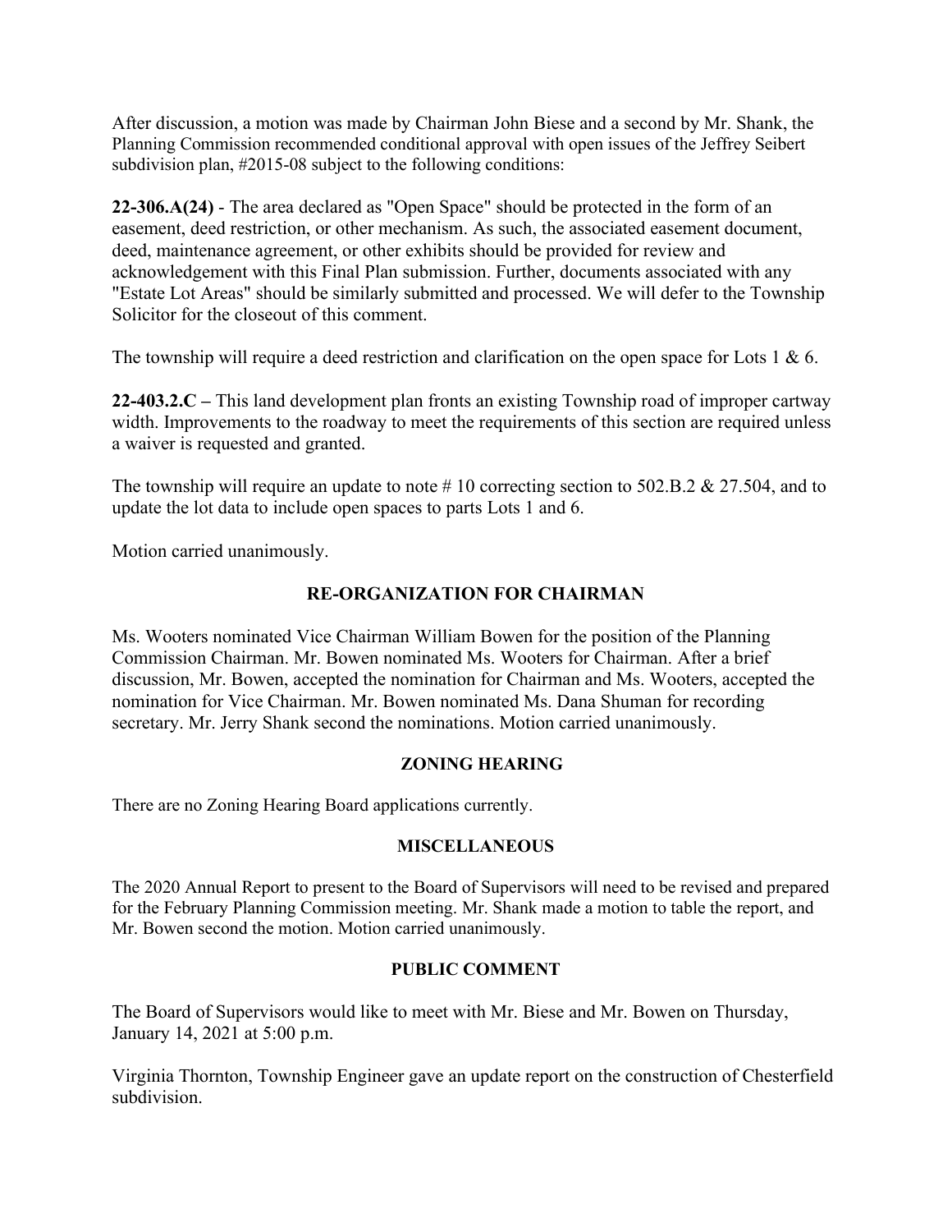After discussion, a motion was made by Chairman John Biese and a second by Mr. Shank, the Planning Commission recommended conditional approval with open issues of the Jeffrey Seibert subdivision plan, #2015-08 subject to the following conditions:

**22-306.A(24)** - The area declared as "Open Space" should be protected in the form of an easement, deed restriction, or other mechanism. As such, the associated easement document, deed, maintenance agreement, or other exhibits should be provided for review and acknowledgement with this Final Plan submission. Further, documents associated with any "Estate Lot Areas" should be similarly submitted and processed. We will defer to the Township Solicitor for the closeout of this comment.

The township will require a deed restriction and clarification on the open space for Lots 1 & 6.

**22-403.2.C –** This land development plan fronts an existing Township road of improper cartway width. Improvements to the roadway to meet the requirements of this section are required unless a waiver is requested and granted.

The township will require an update to note # 10 correcting section to 502.B.2 & 27.504, and to update the lot data to include open spaces to parts Lots 1 and 6.

Motion carried unanimously.

## RE-ORGANIZATION FOR CHAIRMAN

Ms. Wooters nominated Vice Chairman William Bowen for the position of the Planning Commission Chairman. Mr. Bowen nominated Ms. Wooters for Chairman. After a brief discussion, Mr. Bowen, accepted the nomination for Chairman and Ms. Wooters, accepted the nomination for Vice Chairman. Mr. Bowen nominated Ms. Dana Shuman for recording secretary. Mr. Jerry Shank second the nominations. Motion carried unanimously.

## ZONING HEARING

There are no Zoning Hearing Board applications currently.

## MISCELLANEOUS

The 2020 Annual Report to present to the Board of Supervisors will need to be revised and prepared for the February Planning Commission meeting. Mr. Shank made a motion to table the report, and Mr. Bowen second the motion. Motion carried unanimously.

## PUBLIC COMMENT

The Board of Supervisors would like to meet with Mr. Biese and Mr. Bowen on Thursday, January 14, 2021 at 5:00 p.m.

Virginia Thornton, Township Engineer gave an update report on the construction of Chesterfield subdivision.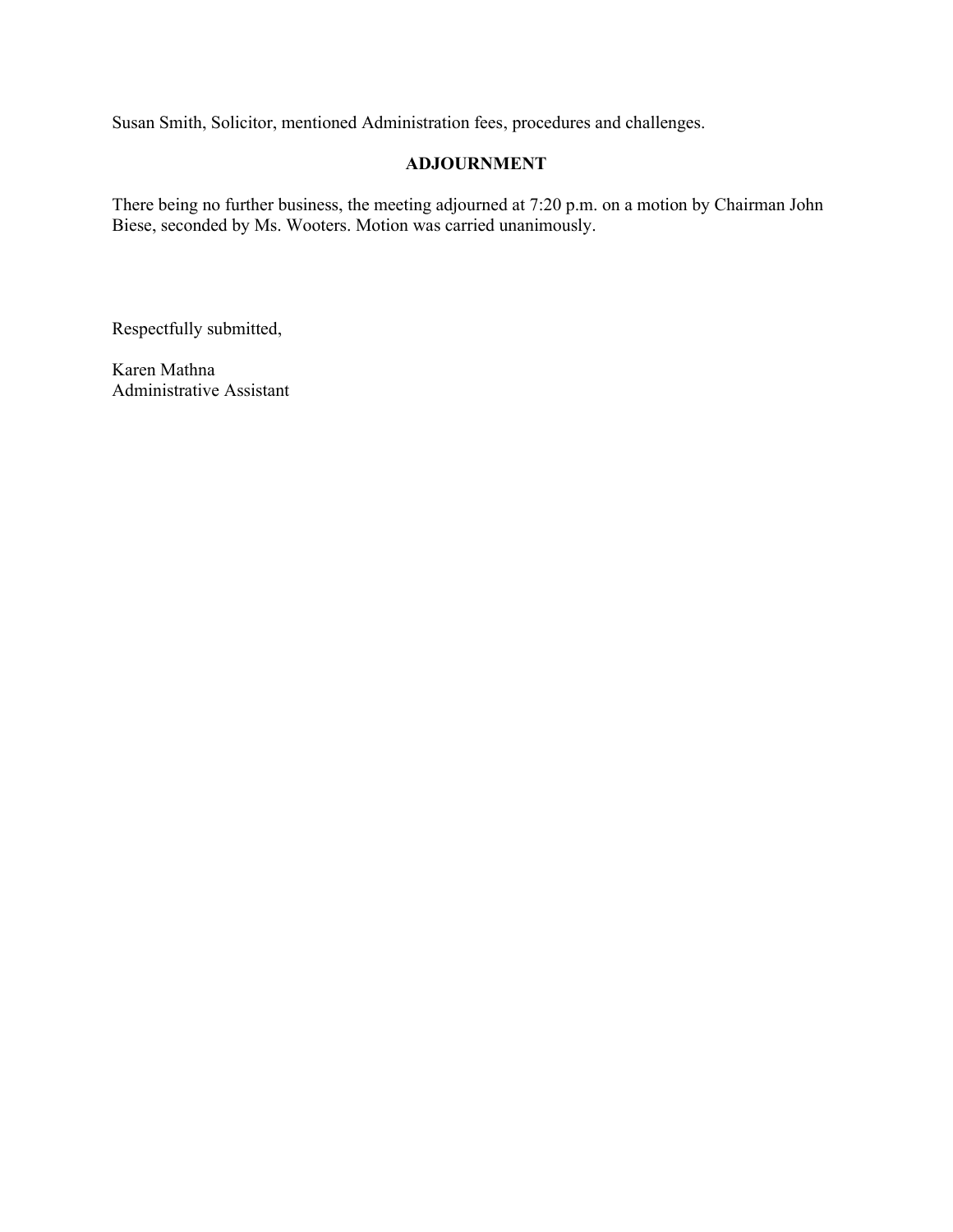Susan Smith, Solicitor, mentioned Administration fees, procedures and challenges.

## ADJOURNMENT

There being no further business, the meeting adjourned at 7:20 p.m. on a motion by Chairman John Biese, seconded by Ms. Wooters. Motion was carried unanimously.

Respectfully submitted,

Karen Mathna
Administrative Assistant